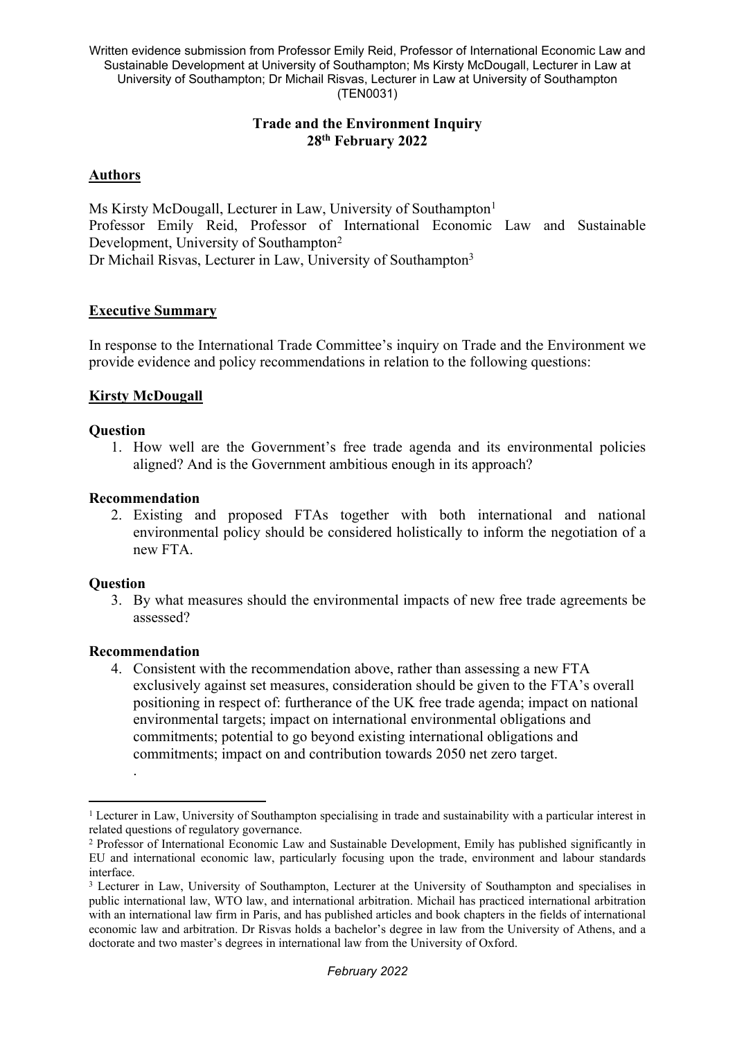Written evidence submission from Professor Emily Reid, Professor of International Economic Law and Sustainable Development at University of Southampton; Ms Kirsty McDougall, Lecturer in Law at University of Southampton; Dr Michail Risvas, Lecturer in Law at University of Southampton (TEN0031)

**Trade and the Environment Inquiry**
**28th February 2022**

## Authors

Ms Kirsty McDougall, Lecturer in Law, University of Southampton[1]
Professor Emily Reid, Professor of International Economic Law and Sustainable Development, University of Southampton[2]
Dr Michail Risvas, Lecturer in Law, University of Southampton[3]

## Executive Summary

In response to the International Trade Committee's inquiry on Trade and the Environment we provide evidence and policy recommendations in relation to the following questions:

## Kirsty McDougall

**Question**

1. How well are the Government's free trade agenda and its environmental policies aligned? And is the Government ambitious enough in its approach?

**Recommendation**

2. Existing and proposed FTAs together with both international and national environmental policy should be considered holistically to inform the negotiation of a new FTA.

**Question**

3. By what measures should the environmental impacts of new free trade agreements be assessed?

**Recommendation**

4. Consistent with the recommendation above, rather than assessing a new FTA exclusively against set measures, consideration should be given to the FTA's overall positioning in respect of: furtherance of the UK free trade agenda; impact on national environmental targets; impact on international environmental obligations and commitments; potential to go beyond existing international obligations and commitments; impact on and contribution towards 2050 net zero target.
.

---

[1] Lecturer in Law, University of Southampton specialising in trade and sustainability with a particular interest in related questions of regulatory governance.

[2] Professor of International Economic Law and Sustainable Development, Emily has published significantly in EU and international economic law, particularly focusing upon the trade, environment and labour standards interface.

[3] Lecturer in Law, University of Southampton, Lecturer at the University of Southampton and specialises in public international law, WTO law, and international arbitration. Michail has practiced international arbitration with an international law firm in Paris, and has published articles and book chapters in the fields of international economic law and arbitration. Dr Risvas holds a bachelor's degree in law from the University of Athens, and a doctorate and two master's degrees in international law from the University of Oxford.

*February 2022*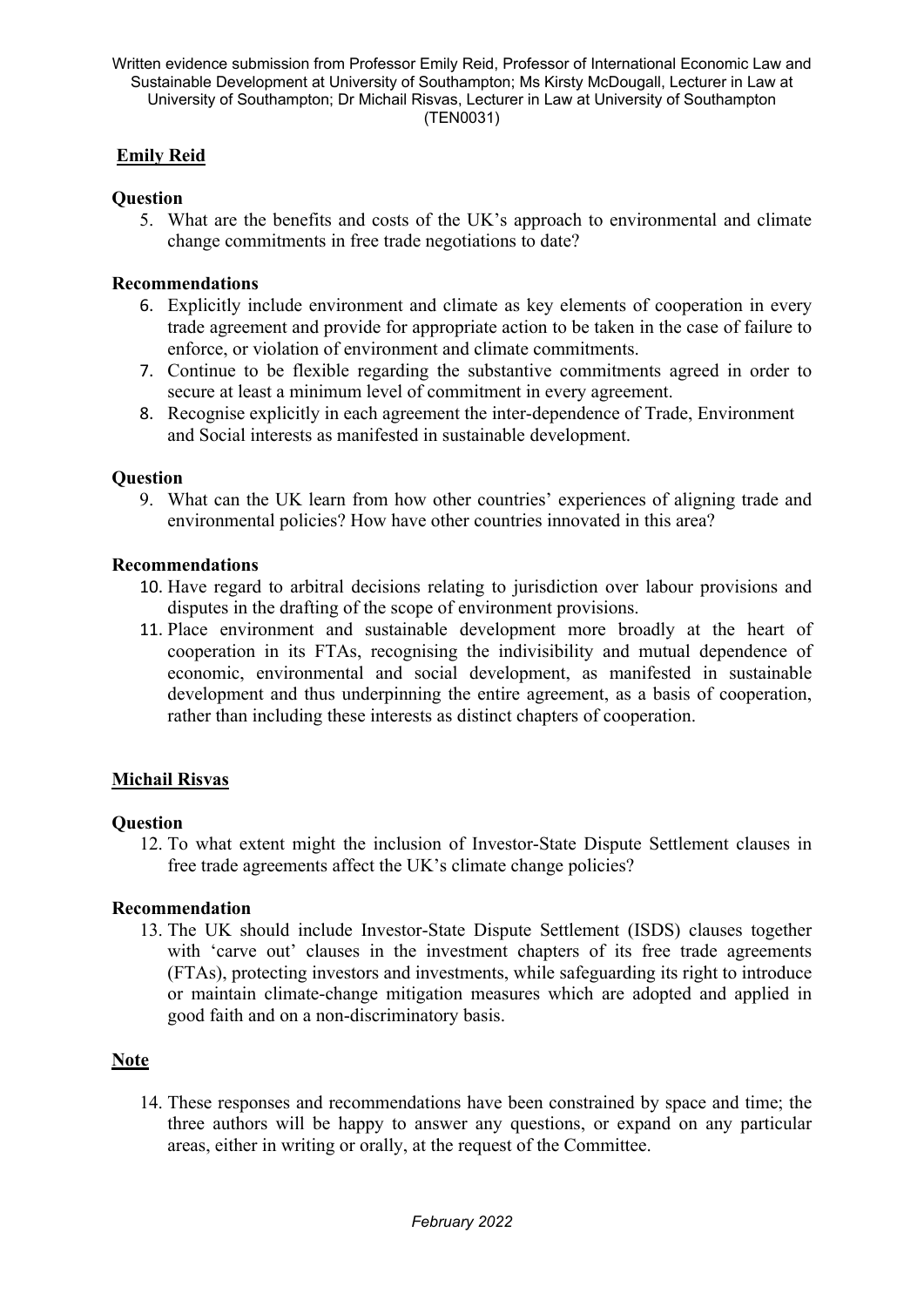**Emily Reid**

**Question**

5. What are the benefits and costs of the UK's approach to environmental and climate change commitments in free trade negotiations to date?

**Recommendations**

6. Explicitly include environment and climate as key elements of cooperation in every trade agreement and provide for appropriate action to be taken in the case of failure to enforce, or violation of environment and climate commitments.
7. Continue to be flexible regarding the substantive commitments agreed in order to secure at least a minimum level of commitment in every agreement.
8. Recognise explicitly in each agreement the inter-dependence of Trade, Environment and Social interests as manifested in sustainable development.

**Question**

9. What can the UK learn from how other countries' experiences of aligning trade and environmental policies? How have other countries innovated in this area?

**Recommendations**

10. Have regard to arbitral decisions relating to jurisdiction over labour provisions and disputes in the drafting of the scope of environment provisions.
11. Place environment and sustainable development more broadly at the heart of cooperation in its FTAs, recognising the indivisibility and mutual dependence of economic, environmental and social development, as manifested in sustainable development and thus underpinning the entire agreement, as a basis of cooperation, rather than including these interests as distinct chapters of cooperation.

**Michail Risvas**

**Question**

12. To what extent might the inclusion of Investor-State Dispute Settlement clauses in free trade agreements affect the UK's climate change policies?

**Recommendation**

13. The UK should include Investor-State Dispute Settlement (ISDS) clauses together with 'carve out' clauses in the investment chapters of its free trade agreements (FTAs), protecting investors and investments, while safeguarding its right to introduce or maintain climate-change mitigation measures which are adopted and applied in good faith and on a non-discriminatory basis.

**Note**

14. These responses and recommendations have been constrained by space and time; the three authors will be happy to answer any questions, or expand on any particular areas, either in writing or orally, at the request of the Committee.

*February 2022*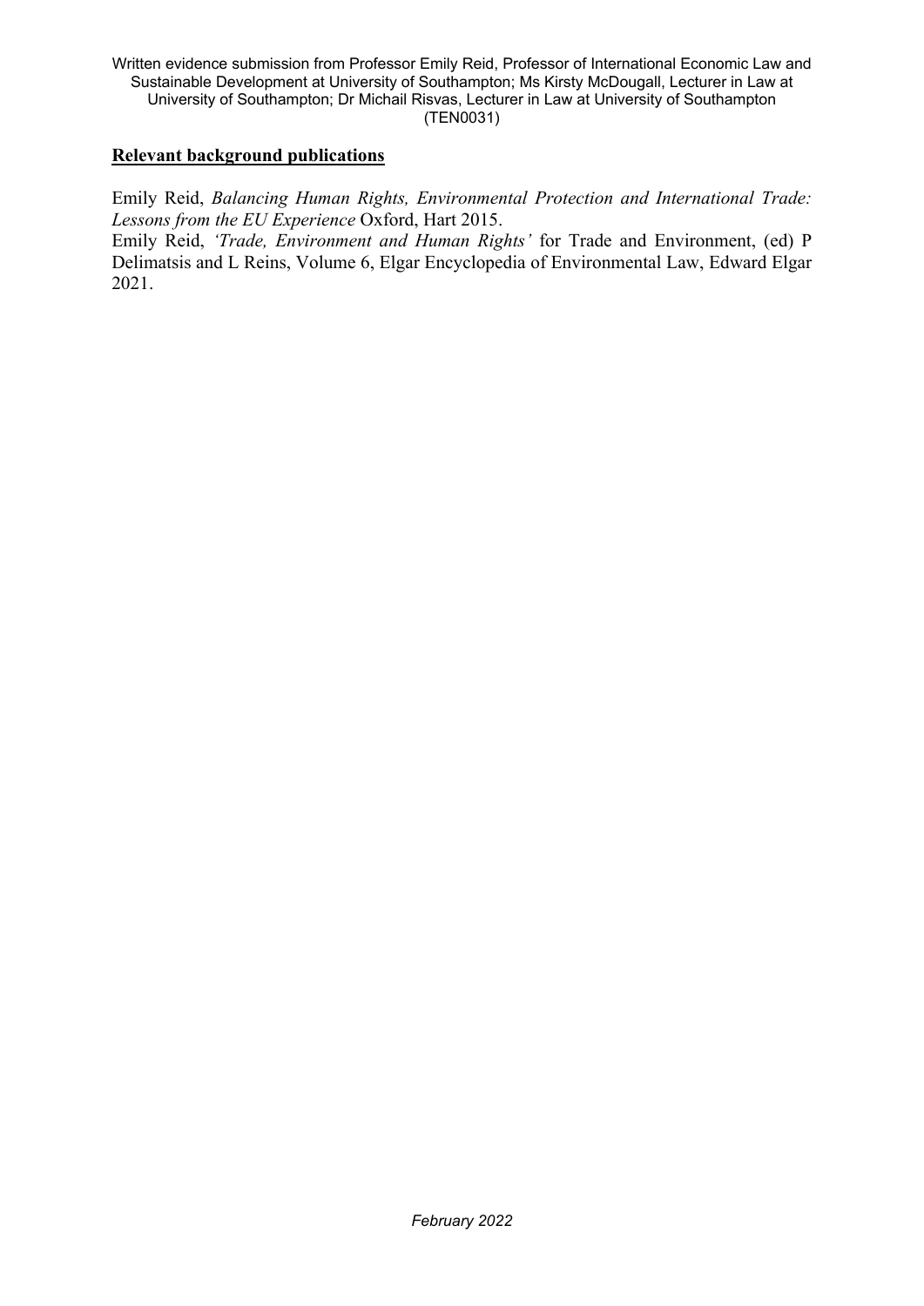Written evidence submission from Professor Emily Reid, Professor of International Economic Law and Sustainable Development at University of Southampton; Ms Kirsty McDougall, Lecturer in Law at University of Southampton; Dr Michail Risvas, Lecturer in Law at University of Southampton (TEN0031)

## **Relevant background publications**

Emily Reid, *Balancing Human Rights, Environmental Protection and International Trade: Lessons from the EU Experience* Oxford, Hart 2015.

Emily Reid, *'Trade, Environment and Human Rights'* for Trade and Environment, (ed) P Delimatsis and L Reins, Volume 6, Elgar Encyclopedia of Environmental Law, Edward Elgar 2021.

*February 2022*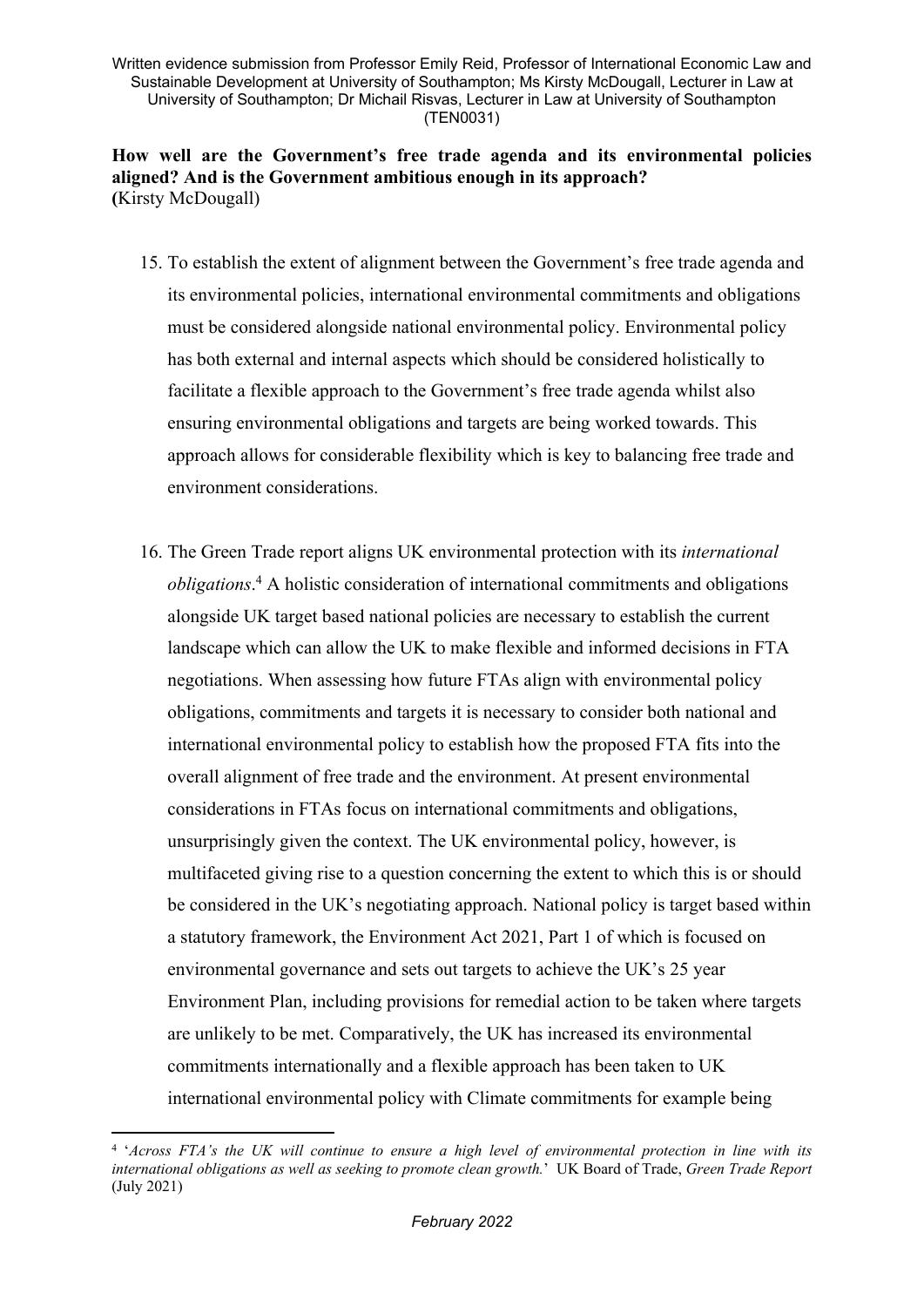**How well are the Government's free trade agenda and its environmental policies aligned? And is the Government ambitious enough in its approach?**
**(**Kirsty McDougall)

15. To establish the extent of alignment between the Government's free trade agenda and its environmental policies, international environmental commitments and obligations must be considered alongside national environmental policy. Environmental policy has both external and internal aspects which should be considered holistically to facilitate a flexible approach to the Government's free trade agenda whilst also ensuring environmental obligations and targets are being worked towards. This approach allows for considerable flexibility which is key to balancing free trade and environment considerations.

16. The Green Trade report aligns UK environmental protection with its *international obligations*.[4] A holistic consideration of international commitments and obligations alongside UK target based national policies are necessary to establish the current landscape which can allow the UK to make flexible and informed decisions in FTA negotiations. When assessing how future FTAs align with environmental policy obligations, commitments and targets it is necessary to consider both national and international environmental policy to establish how the proposed FTA fits into the overall alignment of free trade and the environment. At present environmental considerations in FTAs focus on international commitments and obligations, unsurprisingly given the context. The UK environmental policy, however, is multifaceted giving rise to a question concerning the extent to which this is or should be considered in the UK's negotiating approach. National policy is target based within a statutory framework, the Environment Act 2021, Part 1 of which is focused on environmental governance and sets out targets to achieve the UK's 25 year Environment Plan, including provisions for remedial action to be taken where targets are unlikely to be met. Comparatively, the UK has increased its environmental commitments internationally and a flexible approach has been taken to UK international environmental policy with Climate commitments for example being

[4] '*Across FTA's the UK will continue to ensure a high level of environmental protection in line with its international obligations as well as seeking to promote clean growth.*' UK Board of Trade, *Green Trade Report* (July 2021)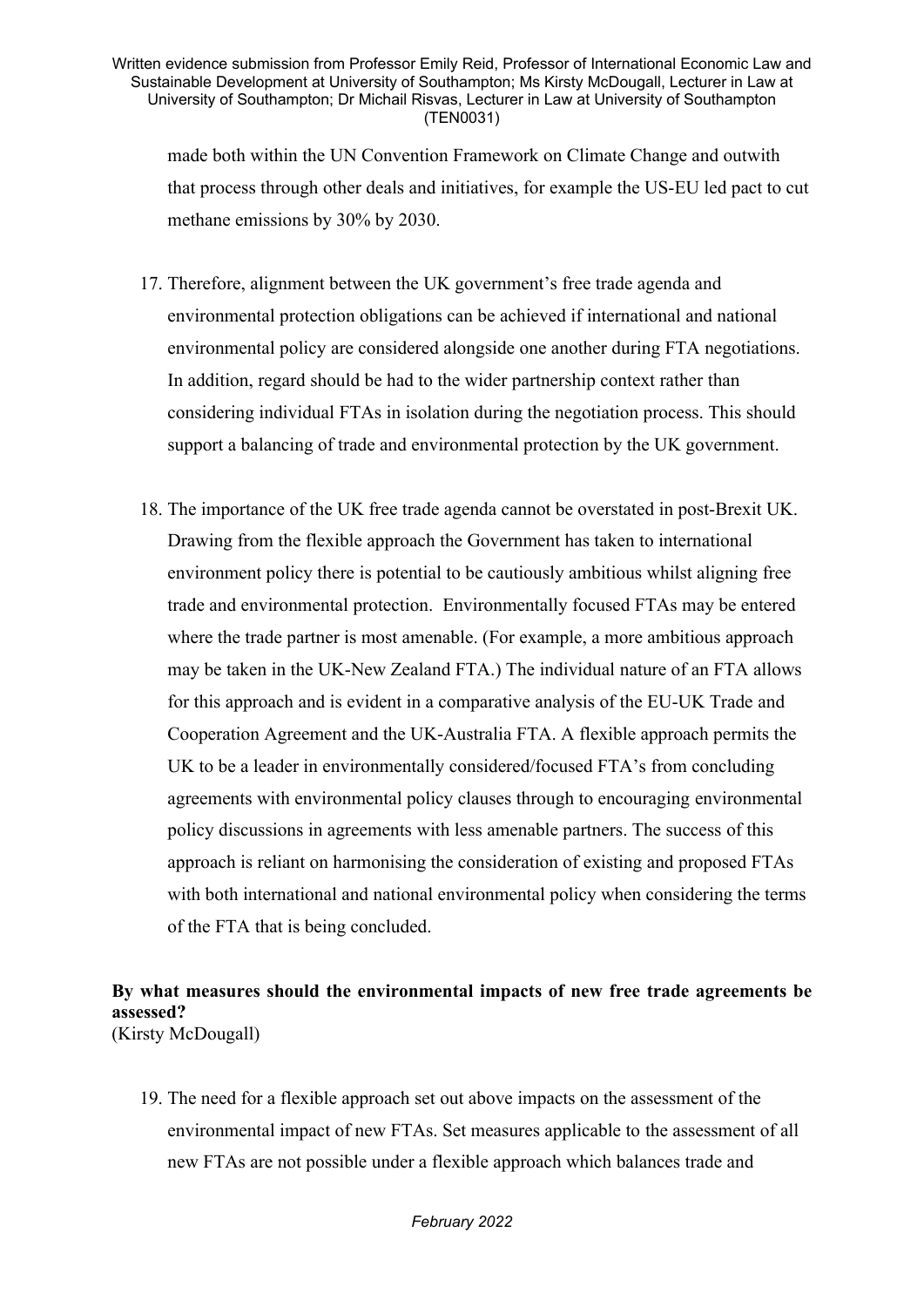made both within the UN Convention Framework on Climate Change and outwith that process through other deals and initiatives, for example the US-EU led pact to cut methane emissions by 30% by 2030.

17. Therefore, alignment between the UK government's free trade agenda and environmental protection obligations can be achieved if international and national environmental policy are considered alongside one another during FTA negotiations. In addition, regard should be had to the wider partnership context rather than considering individual FTAs in isolation during the negotiation process. This should support a balancing of trade and environmental protection by the UK government.

18. The importance of the UK free trade agenda cannot be overstated in post-Brexit UK. Drawing from the flexible approach the Government has taken to international environment policy there is potential to be cautiously ambitious whilst aligning free trade and environmental protection. Environmentally focused FTAs may be entered where the trade partner is most amenable. (For example, a more ambitious approach may be taken in the UK-New Zealand FTA.) The individual nature of an FTA allows for this approach and is evident in a comparative analysis of the EU-UK Trade and Cooperation Agreement and the UK-Australia FTA. A flexible approach permits the UK to be a leader in environmentally considered/focused FTA's from concluding agreements with environmental policy clauses through to encouraging environmental policy discussions in agreements with less amenable partners. The success of this approach is reliant on harmonising the consideration of existing and proposed FTAs with both international and national environmental policy when considering the terms of the FTA that is being concluded.

**By what measures should the environmental impacts of new free trade agreements be assessed?**
(Kirsty McDougall)

19. The need for a flexible approach set out above impacts on the assessment of the environmental impact of new FTAs. Set measures applicable to the assessment of all new FTAs are not possible under a flexible approach which balances trade and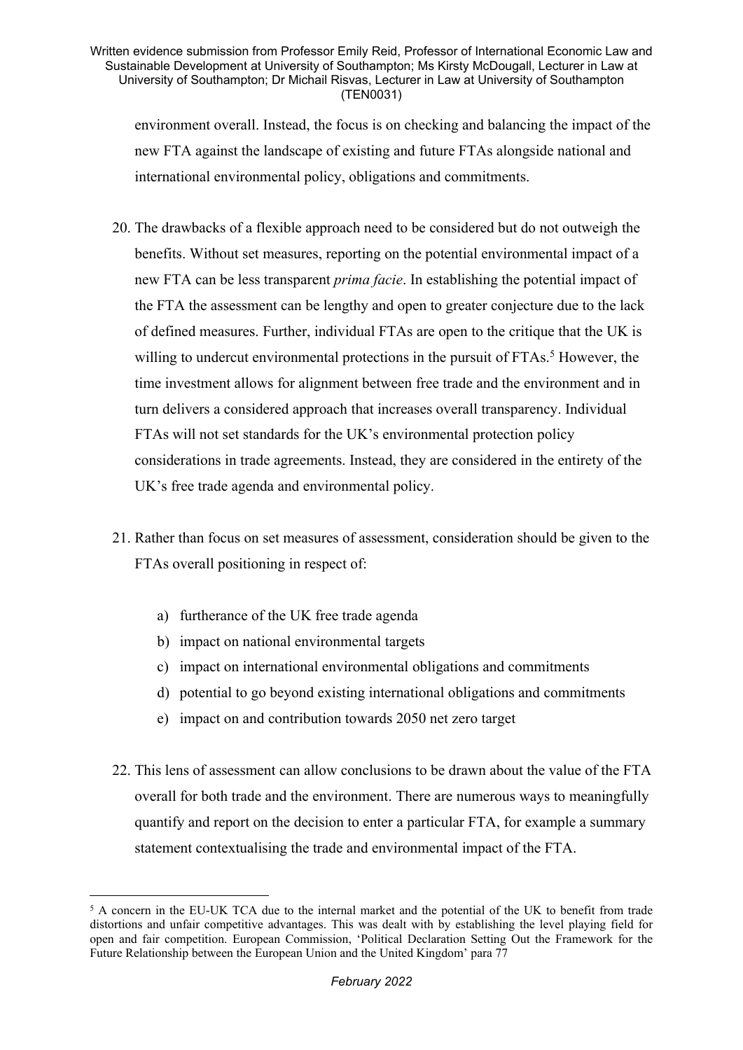environment overall. Instead, the focus is on checking and balancing the impact of the new FTA against the landscape of existing and future FTAs alongside national and international environmental policy, obligations and commitments.

20. The drawbacks of a flexible approach need to be considered but do not outweigh the benefits. Without set measures, reporting on the potential environmental impact of a new FTA can be less transparent *prima facie*. In establishing the potential impact of the FTA the assessment can be lengthy and open to greater conjecture due to the lack of defined measures. Further, individual FTAs are open to the critique that the UK is willing to undercut environmental protections in the pursuit of FTAs.[5] However, the time investment allows for alignment between free trade and the environment and in turn delivers a considered approach that increases overall transparency. Individual FTAs will not set standards for the UK's environmental protection policy considerations in trade agreements. Instead, they are considered in the entirety of the UK's free trade agenda and environmental policy.

21. Rather than focus on set measures of assessment, consideration should be given to the FTAs overall positioning in respect of:

    a) furtherance of the UK free trade agenda
    b) impact on national environmental targets
    c) impact on international environmental obligations and commitments
    d) potential to go beyond existing international obligations and commitments
    e) impact on and contribution towards 2050 net zero target

22. This lens of assessment can allow conclusions to be drawn about the value of the FTA overall for both trade and the environment. There are numerous ways to meaningfully quantify and report on the decision to enter a particular FTA, for example a summary statement contextualising the trade and environmental impact of the FTA.

---

[5] A concern in the EU-UK TCA due to the internal market and the potential of the UK to benefit from trade distortions and unfair competitive advantages. This was dealt with by establishing the level playing field for open and fair competition. European Commission, 'Political Declaration Setting Out the Framework for the Future Relationship between the European Union and the United Kingdom' para 77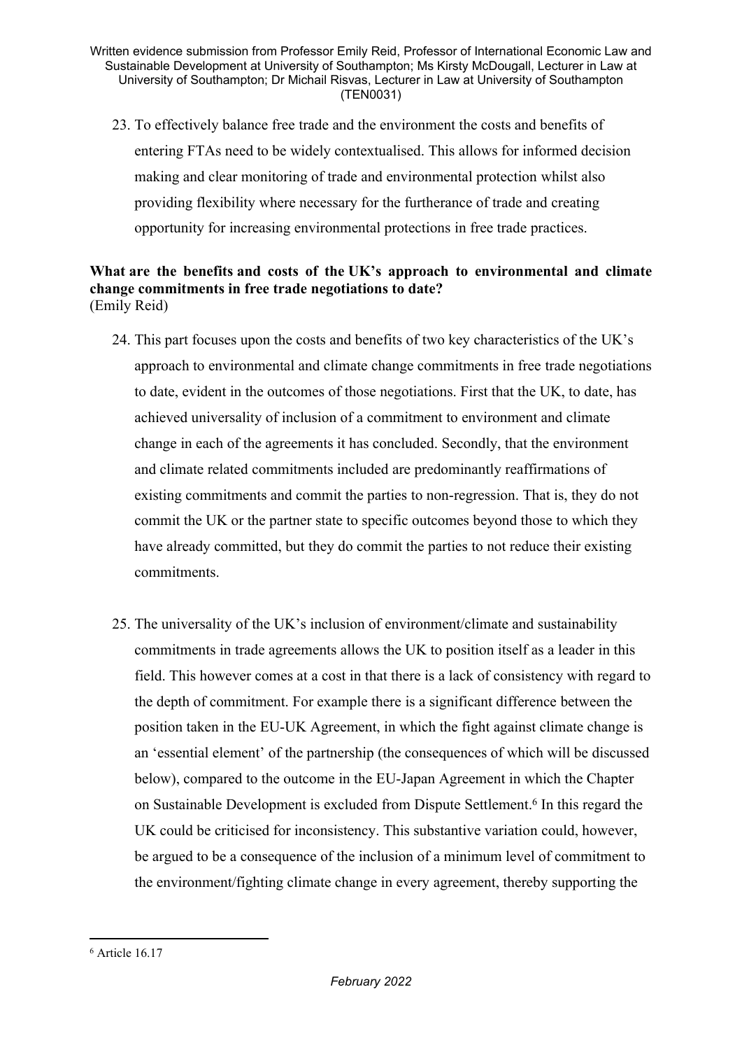23. To effectively balance free trade and the environment the costs and benefits of entering FTAs need to be widely contextualised. This allows for informed decision making and clear monitoring of trade and environmental protection whilst also providing flexibility where necessary for the furtherance of trade and creating opportunity for increasing environmental protections in free trade practices.

**What are the benefits and costs of the UK's approach to environmental and climate change commitments in free trade negotiations to date?**
(Emily Reid)

24. This part focuses upon the costs and benefits of two key characteristics of the UK's approach to environmental and climate change commitments in free trade negotiations to date, evident in the outcomes of those negotiations. First that the UK, to date, has achieved universality of inclusion of a commitment to environment and climate change in each of the agreements it has concluded. Secondly, that the environment and climate related commitments included are predominantly reaffirmations of existing commitments and commit the parties to non-regression. That is, they do not commit the UK or the partner state to specific outcomes beyond those to which they have already committed, but they do commit the parties to not reduce their existing commitments.

25. The universality of the UK's inclusion of environment/climate and sustainability commitments in trade agreements allows the UK to position itself as a leader in this field. This however comes at a cost in that there is a lack of consistency with regard to the depth of commitment. For example there is a significant difference between the position taken in the EU-UK Agreement, in which the fight against climate change is an 'essential element' of the partnership (the consequences of which will be discussed below), compared to the outcome in the EU-Japan Agreement in which the Chapter on Sustainable Development is excluded from Dispute Settlement.[6] In this regard the UK could be criticised for inconsistency. This substantive variation could, however, be argued to be a consequence of the inclusion of a minimum level of commitment to the environment/fighting climate change in every agreement, thereby supporting the

[6] Article 16.17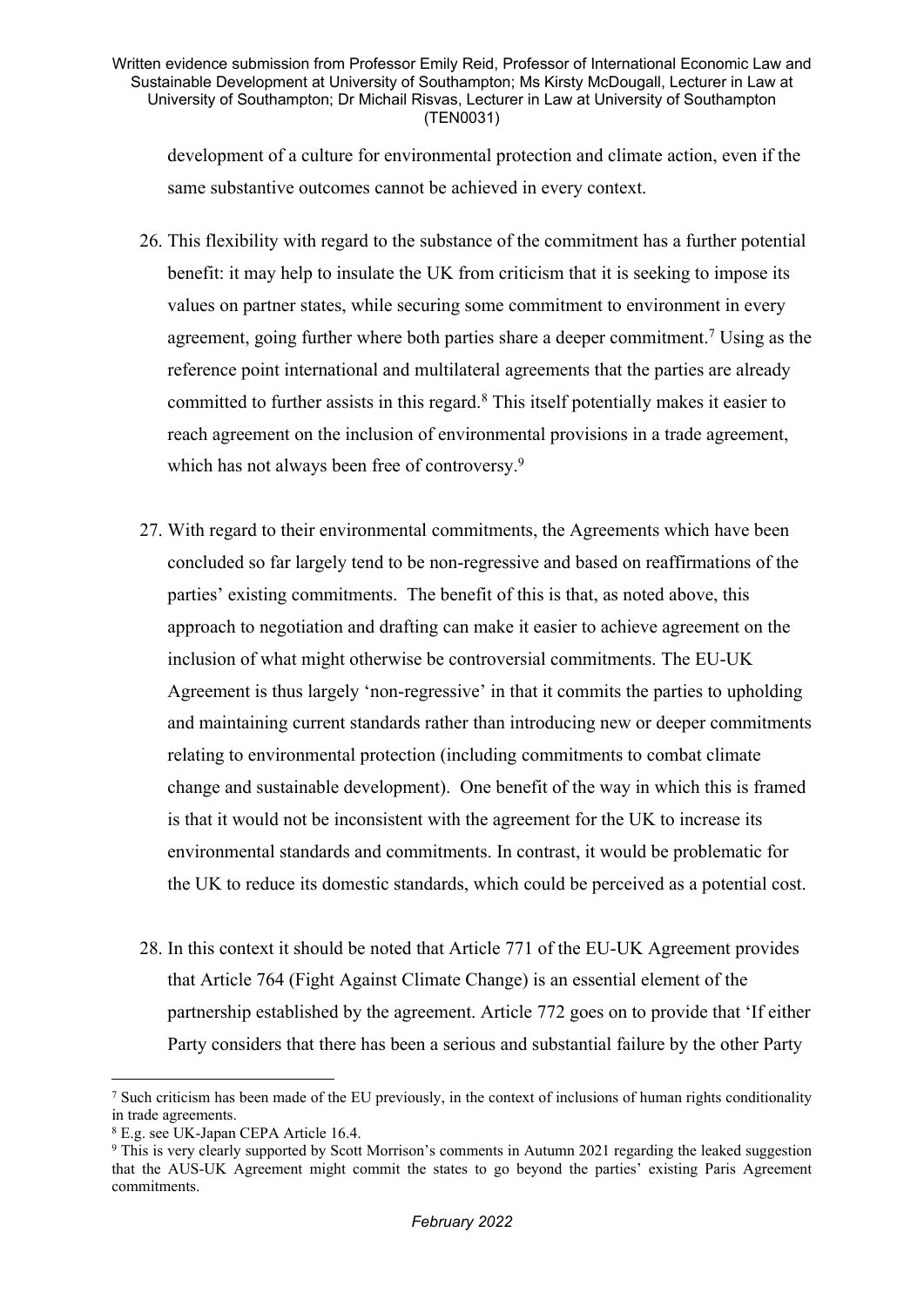development of a culture for environmental protection and climate action, even if the same substantive outcomes cannot be achieved in every context.

26. This flexibility with regard to the substance of the commitment has a further potential benefit: it may help to insulate the UK from criticism that it is seeking to impose its values on partner states, while securing some commitment to environment in every agreement, going further where both parties share a deeper commitment.[7] Using as the reference point international and multilateral agreements that the parties are already committed to further assists in this regard.[8] This itself potentially makes it easier to reach agreement on the inclusion of environmental provisions in a trade agreement, which has not always been free of controversy.[9]

27. With regard to their environmental commitments, the Agreements which have been concluded so far largely tend to be non-regressive and based on reaffirmations of the parties' existing commitments. The benefit of this is that, as noted above, this approach to negotiation and drafting can make it easier to achieve agreement on the inclusion of what might otherwise be controversial commitments. The EU-UK Agreement is thus largely 'non-regressive' in that it commits the parties to upholding and maintaining current standards rather than introducing new or deeper commitments relating to environmental protection (including commitments to combat climate change and sustainable development). One benefit of the way in which this is framed is that it would not be inconsistent with the agreement for the UK to increase its environmental standards and commitments. In contrast, it would be problematic for the UK to reduce its domestic standards, which could be perceived as a potential cost.

28. In this context it should be noted that Article 771 of the EU-UK Agreement provides that Article 764 (Fight Against Climate Change) is an essential element of the partnership established by the agreement. Article 772 goes on to provide that 'If either Party considers that there has been a serious and substantial failure by the other Party

---

[7] Such criticism has been made of the EU previously, in the context of inclusions of human rights conditionality in trade agreements.

[8] E.g. see UK-Japan CEPA Article 16.4.

[9] This is very clearly supported by Scott Morrison's comments in Autumn 2021 regarding the leaked suggestion that the AUS-UK Agreement might commit the states to go beyond the parties' existing Paris Agreement commitments.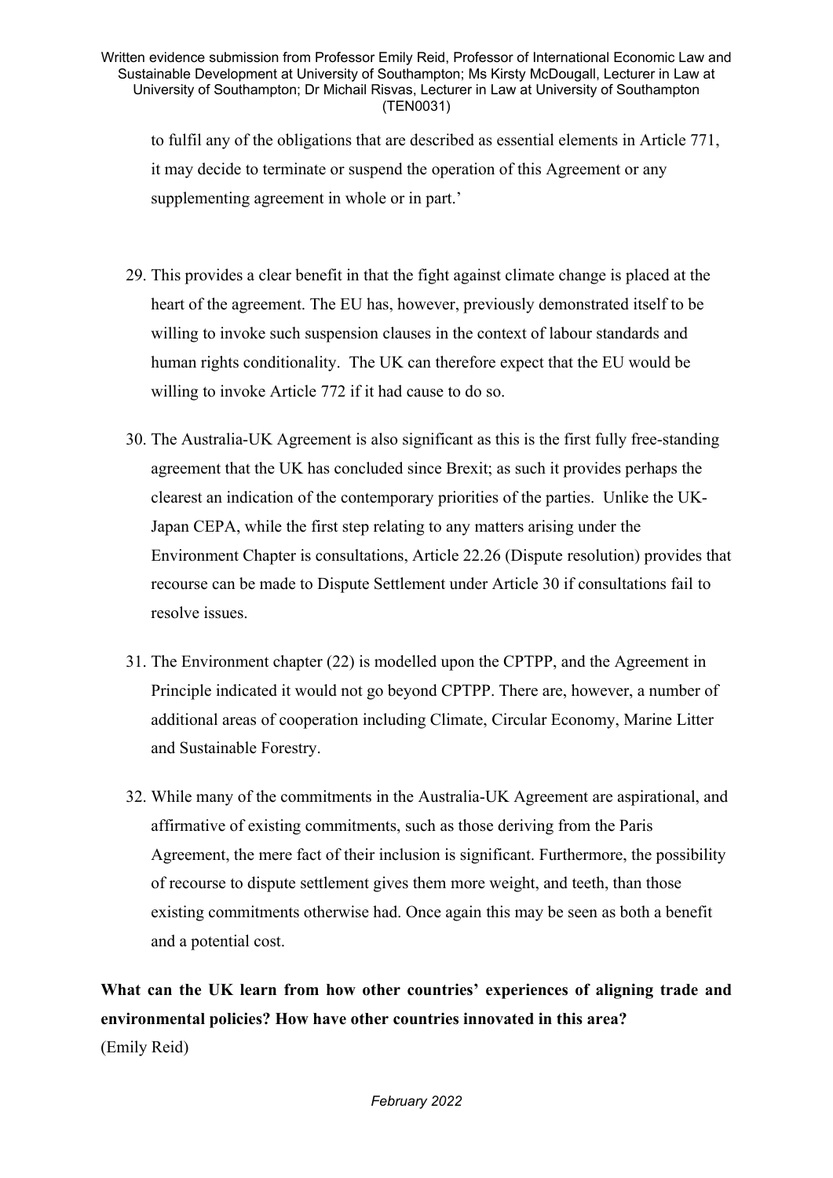to fulfil any of the obligations that are described as essential elements in Article 771, it may decide to terminate or suspend the operation of this Agreement or any supplementing agreement in whole or in part.'

29. This provides a clear benefit in that the fight against climate change is placed at the heart of the agreement. The EU has, however, previously demonstrated itself to be willing to invoke such suspension clauses in the context of labour standards and human rights conditionality. The UK can therefore expect that the EU would be willing to invoke Article 772 if it had cause to do so.

30. The Australia-UK Agreement is also significant as this is the first fully free-standing agreement that the UK has concluded since Brexit; as such it provides perhaps the clearest an indication of the contemporary priorities of the parties. Unlike the UK-Japan CEPA, while the first step relating to any matters arising under the Environment Chapter is consultations, Article 22.26 (Dispute resolution) provides that recourse can be made to Dispute Settlement under Article 30 if consultations fail to resolve issues.

31. The Environment chapter (22) is modelled upon the CPTPP, and the Agreement in Principle indicated it would not go beyond CPTPP. There are, however, a number of additional areas of cooperation including Climate, Circular Economy, Marine Litter and Sustainable Forestry.

32. While many of the commitments in the Australia-UK Agreement are aspirational, and affirmative of existing commitments, such as those deriving from the Paris Agreement, the mere fact of their inclusion is significant. Furthermore, the possibility of recourse to dispute settlement gives them more weight, and teeth, than those existing commitments otherwise had. Once again this may be seen as both a benefit and a potential cost.

**What can the UK learn from how other countries' experiences of aligning trade and environmental policies? How have other countries innovated in this area?**
(Emily Reid)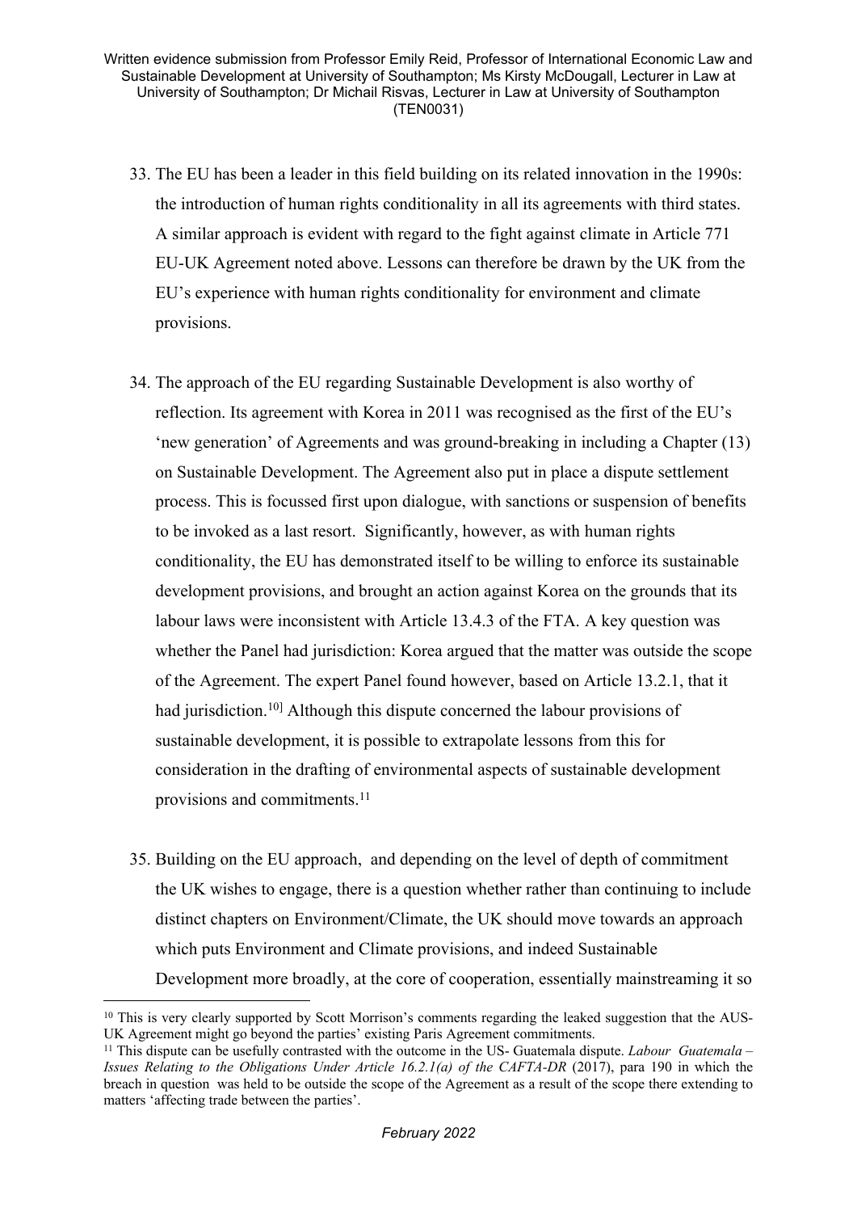33. The EU has been a leader in this field building on its related innovation in the 1990s: the introduction of human rights conditionality in all its agreements with third states. A similar approach is evident with regard to the fight against climate in Article 771 EU-UK Agreement noted above. Lessons can therefore be drawn by the UK from the EU's experience with human rights conditionality for environment and climate provisions.

34. The approach of the EU regarding Sustainable Development is also worthy of reflection. Its agreement with Korea in 2011 was recognised as the first of the EU's 'new generation' of Agreements and was ground-breaking in including a Chapter (13) on Sustainable Development. The Agreement also put in place a dispute settlement process. This is focussed first upon dialogue, with sanctions or suspension of benefits to be invoked as a last resort. Significantly, however, as with human rights conditionality, the EU has demonstrated itself to be willing to enforce its sustainable development provisions, and brought an action against Korea on the grounds that its labour laws were inconsistent with Article 13.4.3 of the FTA. A key question was whether the Panel had jurisdiction: Korea argued that the matter was outside the scope of the Agreement. The expert Panel found however, based on Article 13.2.1, that it had jurisdiction.[10] Although this dispute concerned the labour provisions of sustainable development, it is possible to extrapolate lessons from this for consideration in the drafting of environmental aspects of sustainable development provisions and commitments.[11]

35. Building on the EU approach, and depending on the level of depth of commitment the UK wishes to engage, there is a question whether rather than continuing to include distinct chapters on Environment/Climate, the UK should move towards an approach which puts Environment and Climate provisions, and indeed Sustainable Development more broadly, at the core of cooperation, essentially mainstreaming it so

---

[10] This is very clearly supported by Scott Morrison's comments regarding the leaked suggestion that the AUS-UK Agreement might go beyond the parties' existing Paris Agreement commitments.

[11] This dispute can be usefully contrasted with the outcome in the US- Guatemala dispute. *Labour Guatemala – Issues Relating to the Obligations Under Article 16.2.1(a) of the CAFTA-DR* (2017), para 190 in which the breach in question was held to be outside the scope of the Agreement as a result of the scope there extending to matters 'affecting trade between the parties'.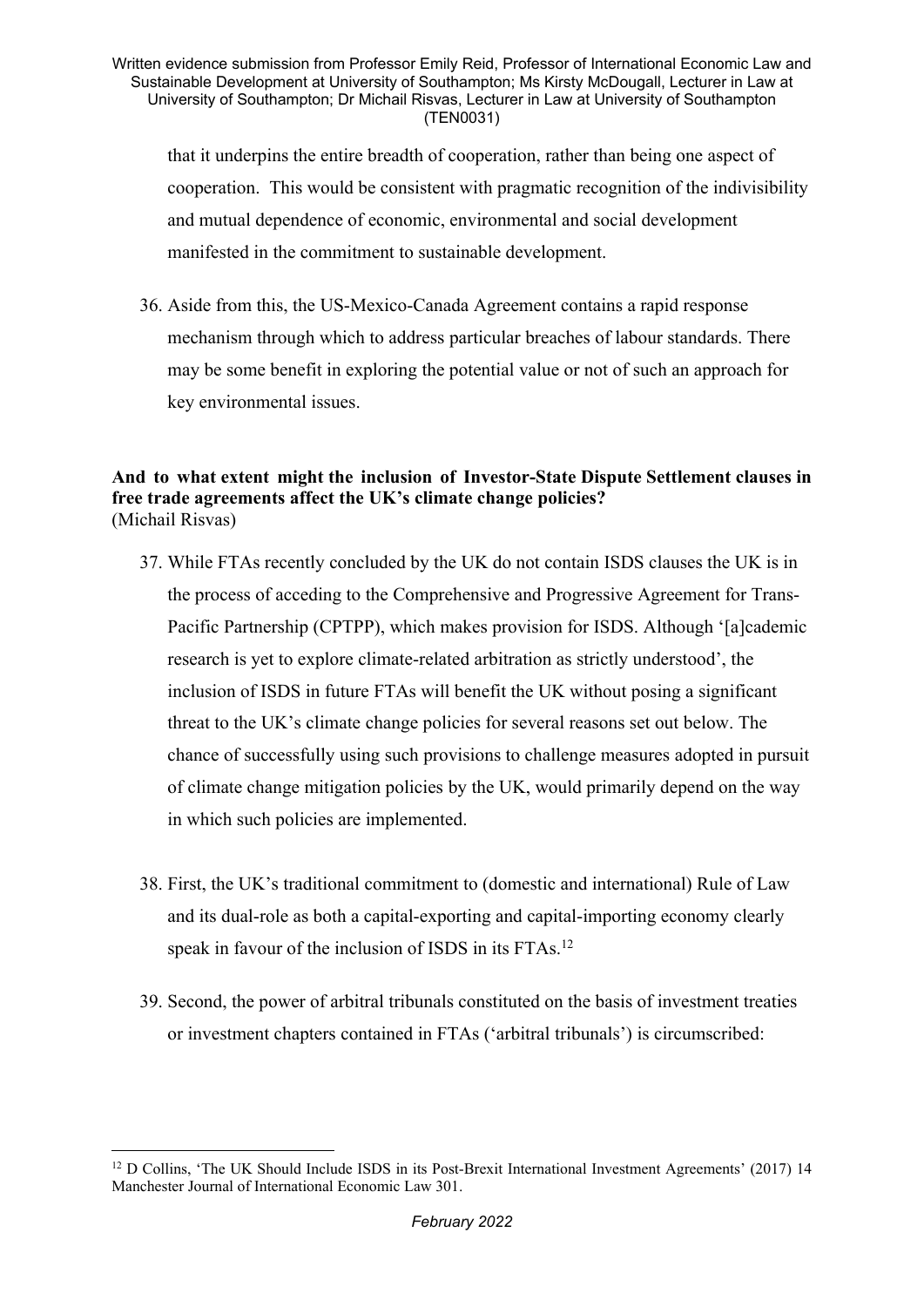that it underpins the entire breadth of cooperation, rather than being one aspect of cooperation. This would be consistent with pragmatic recognition of the indivisibility and mutual dependence of economic, environmental and social development manifested in the commitment to sustainable development.

36. Aside from this, the US-Mexico-Canada Agreement contains a rapid response mechanism through which to address particular breaches of labour standards. There may be some benefit in exploring the potential value or not of such an approach for key environmental issues.

**And to what extent might the inclusion of Investor-State Dispute Settlement clauses in free trade agreements affect the UK's climate change policies?**
(Michail Risvas)

37. While FTAs recently concluded by the UK do not contain ISDS clauses the UK is in the process of acceding to the Comprehensive and Progressive Agreement for Trans-Pacific Partnership (CPTPP), which makes provision for ISDS. Although '[a]cademic research is yet to explore climate-related arbitration as strictly understood', the inclusion of ISDS in future FTAs will benefit the UK without posing a significant threat to the UK's climate change policies for several reasons set out below. The chance of successfully using such provisions to challenge measures adopted in pursuit of climate change mitigation policies by the UK, would primarily depend on the way in which such policies are implemented.

38. First, the UK's traditional commitment to (domestic and international) Rule of Law and its dual-role as both a capital-exporting and capital-importing economy clearly speak in favour of the inclusion of ISDS in its FTAs.[12]

39. Second, the power of arbitral tribunals constituted on the basis of investment treaties or investment chapters contained in FTAs ('arbitral tribunals') is circumscribed:

[12] D Collins, 'The UK Should Include ISDS in its Post-Brexit International Investment Agreements' (2017) 14 Manchester Journal of International Economic Law 301.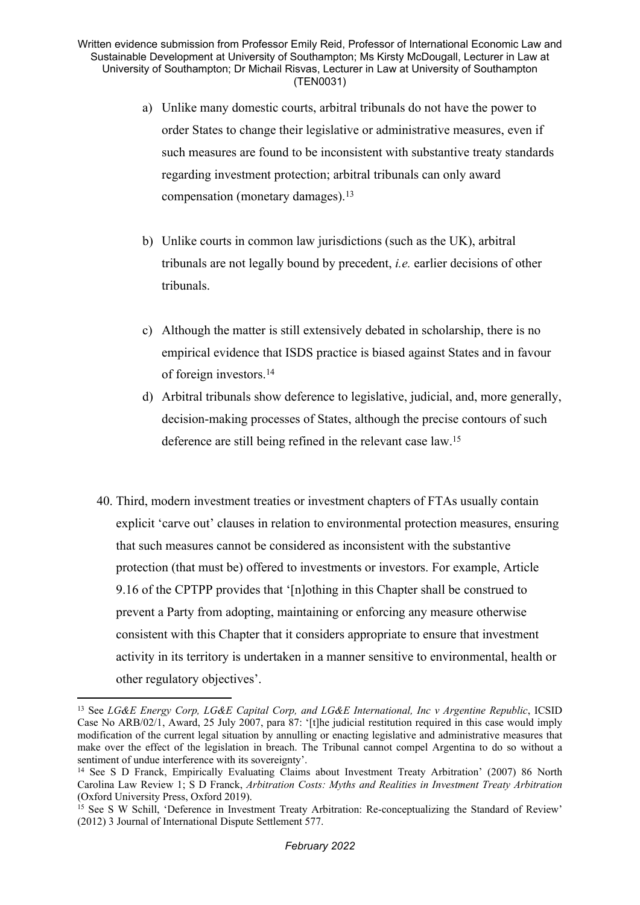a) Unlike many domestic courts, arbitral tribunals do not have the power to order States to change their legislative or administrative measures, even if such measures are found to be inconsistent with substantive treaty standards regarding investment protection; arbitral tribunals can only award compensation (monetary damages).[13]

b) Unlike courts in common law jurisdictions (such as the UK), arbitral tribunals are not legally bound by precedent, *i.e.* earlier decisions of other tribunals.

c) Although the matter is still extensively debated in scholarship, there is no empirical evidence that ISDS practice is biased against States and in favour of foreign investors.[14]

d) Arbitral tribunals show deference to legislative, judicial, and, more generally, decision-making processes of States, although the precise contours of such deference are still being refined in the relevant case law.[15]

40. Third, modern investment treaties or investment chapters of FTAs usually contain explicit 'carve out' clauses in relation to environmental protection measures, ensuring that such measures cannot be considered as inconsistent with the substantive protection (that must be) offered to investments or investors. For example, Article 9.16 of the CPTPP provides that '[n]othing in this Chapter shall be construed to prevent a Party from adopting, maintaining or enforcing any measure otherwise consistent with this Chapter that it considers appropriate to ensure that investment activity in its territory is undertaken in a manner sensitive to environmental, health or other regulatory objectives'.

---

[13] See *LG&E Energy Corp, LG&E Capital Corp, and LG&E International, Inc v Argentine Republic*, ICSID Case No ARB/02/1, Award, 25 July 2007, para 87: '[t]he judicial restitution required in this case would imply modification of the current legal situation by annulling or enacting legislative and administrative measures that make over the effect of the legislation in breach. The Tribunal cannot compel Argentina to do so without a sentiment of undue interference with its sovereignty'.

[14] See S D Franck, Empirically Evaluating Claims about Investment Treaty Arbitration' (2007) 86 North Carolina Law Review 1; S D Franck, *Arbitration Costs: Myths and Realities in Investment Treaty Arbitration* (Oxford University Press, Oxford 2019).

[15] See S W Schill, 'Deference in Investment Treaty Arbitration: Re-conceptualizing the Standard of Review' (2012) 3 Journal of International Dispute Settlement 577.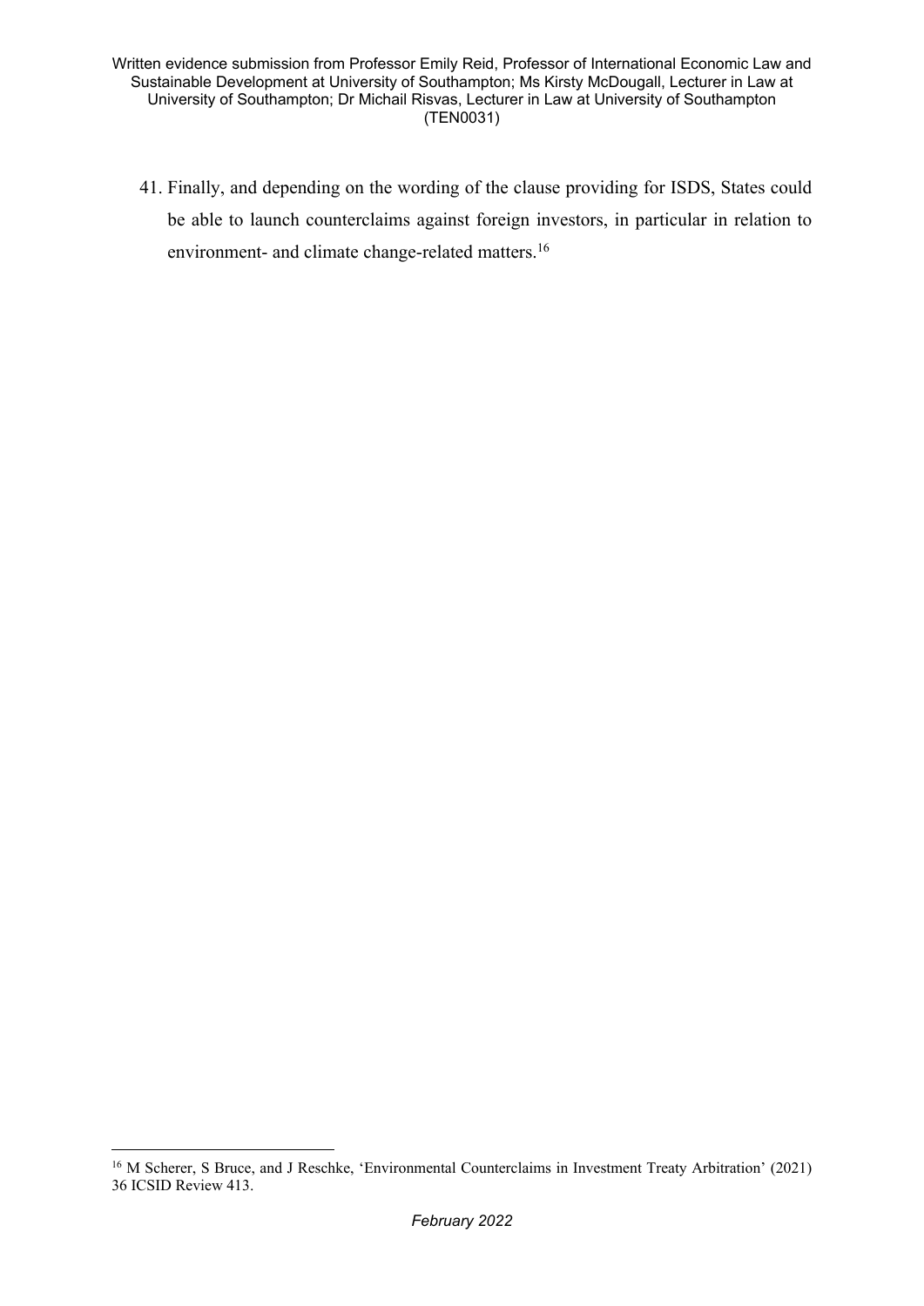41. Finally, and depending on the wording of the clause providing for ISDS, States could be able to launch counterclaims against foreign investors, in particular in relation to environment- and climate change-related matters.[16]

[16] M Scherer, S Bruce, and J Reschke, 'Environmental Counterclaims in Investment Treaty Arbitration' (2021) 36 ICSID Review 413.

*February 2022*